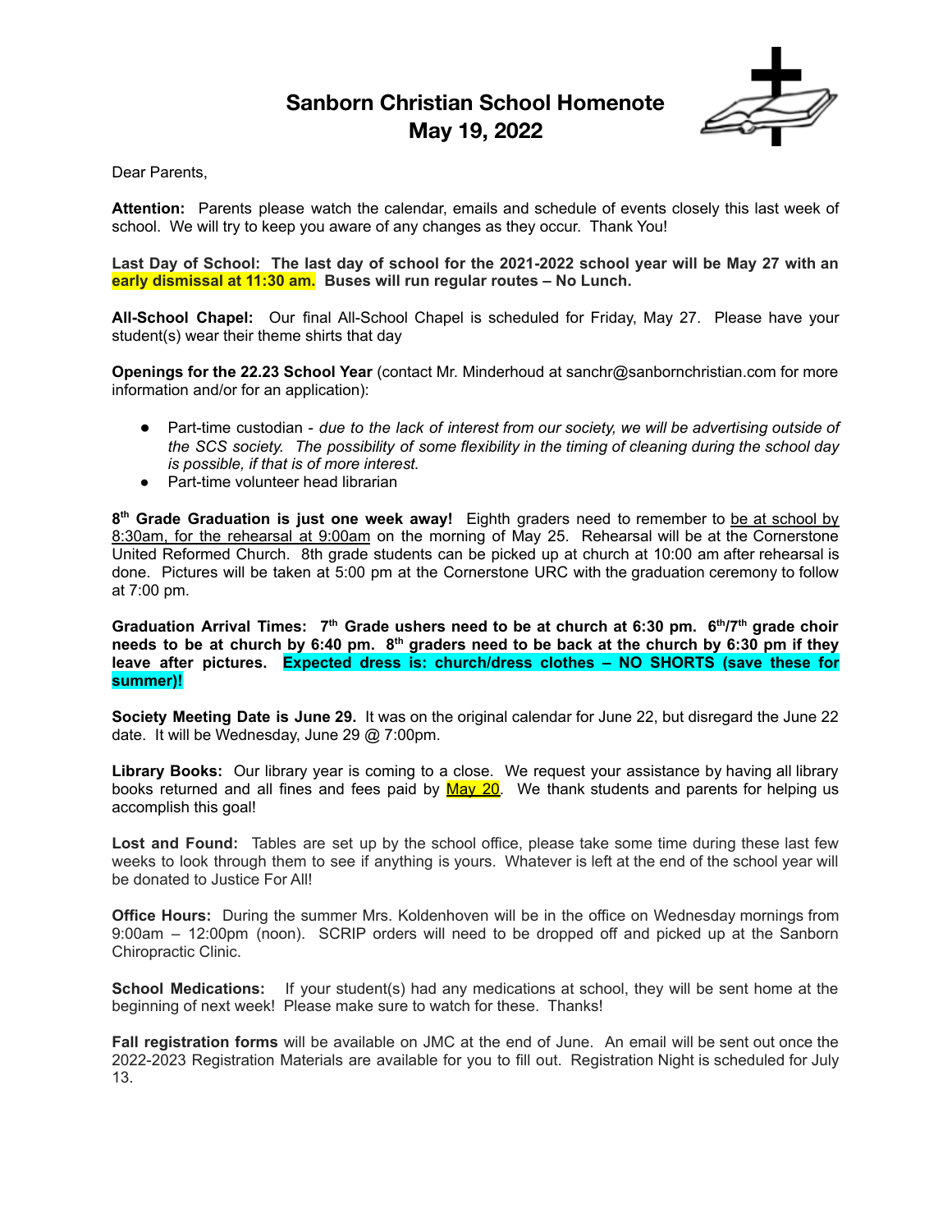# Sanborn Christian School Homenote
# May 19, 2022

Dear Parents,

**Attention:** Parents please watch the calendar, emails and schedule of events closely this last week of school. We will try to keep you aware of any changes as they occur. Thank You!

**Last Day of School: The last day of school for the 2021-2022 school year will be May 27 with an early dismissal at 11:30 am. Buses will run regular routes – No Lunch.**

**All-School Chapel:** Our final All-School Chapel is scheduled for Friday, May 27. Please have your student(s) wear their theme shirts that day

**Openings for the 22.23 School Year** (contact Mr. Minderhoud at sanchr@sanbornchristian.com for more information and/or for an application):

- Part-time custodian - *due to the lack of interest from our society, we will be advertising outside of the SCS society. The possibility of some flexibility in the timing of cleaning during the school day is possible, if that is of more interest.*
- Part-time volunteer head librarian

**8th Grade Graduation is just one week away!** Eighth graders need to remember to be at school by 8:30am, for the rehearsal at 9:00am on the morning of May 25. Rehearsal will be at the Cornerstone United Reformed Church. 8th grade students can be picked up at church at 10:00 am after rehearsal is done. Pictures will be taken at 5:00 pm at the Cornerstone URC with the graduation ceremony to follow at 7:00 pm.

**Graduation Arrival Times: 7th Grade ushers need to be at church at 6:30 pm. 6th/7th grade choir needs to be at church by 6:40 pm. 8th graders need to be back at the church by 6:30 pm if they leave after pictures. Expected dress is: church/dress clothes – NO SHORTS (save these for summer)!**

**Society Meeting Date is June 29.** It was on the original calendar for June 22, but disregard the June 22 date. It will be Wednesday, June 29 @ 7:00pm.

**Library Books:** Our library year is coming to a close. We request your assistance by having all library books returned and all fines and fees paid by May 20. We thank students and parents for helping us accomplish this goal!

**Lost and Found:** Tables are set up by the school office, please take some time during these last few weeks to look through them to see if anything is yours. Whatever is left at the end of the school year will be donated to Justice For All!

**Office Hours:** During the summer Mrs. Koldenhoven will be in the office on Wednesday mornings from 9:00am – 12:00pm (noon). SCRIP orders will need to be dropped off and picked up at the Sanborn Chiropractic Clinic.

**School Medications:** If your student(s) had any medications at school, they will be sent home at the beginning of next week! Please make sure to watch for these. Thanks!

**Fall registration forms** will be available on JMC at the end of June. An email will be sent out once the 2022-2023 Registration Materials are available for you to fill out. Registration Night is scheduled for July 13.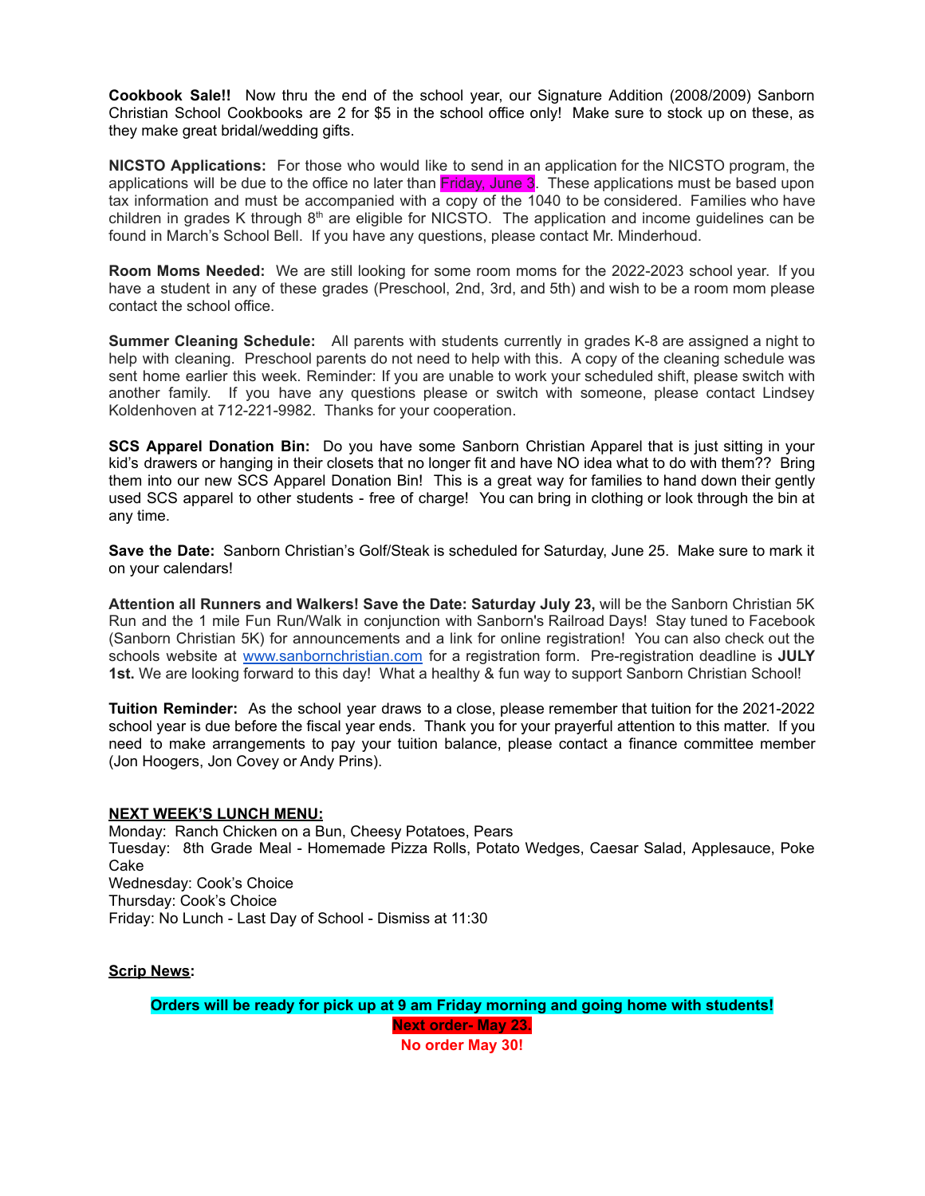**Cookbook Sale!!** Now thru the end of the school year, our Signature Addition (2008/2009) Sanborn Christian School Cookbooks are 2 for $5 in the school office only! Make sure to stock up on these, as they make great bridal/wedding gifts.

**NICSTO Applications:** For those who would like to send in an application for the NICSTO program, the applications will be due to the office no later than Friday, June 3. These applications must be based upon tax information and must be accompanied with a copy of the 1040 to be considered. Families who have children in grades K through 8th are eligible for NICSTO. The application and income guidelines can be found in March's School Bell. If you have any questions, please contact Mr. Minderhoud.

**Room Moms Needed:** We are still looking for some room moms for the 2022-2023 school year. If you have a student in any of these grades (Preschool, 2nd, 3rd, and 5th) and wish to be a room mom please contact the school office.

**Summer Cleaning Schedule:** All parents with students currently in grades K-8 are assigned a night to help with cleaning. Preschool parents do not need to help with this. A copy of the cleaning schedule was sent home earlier this week. Reminder: If you are unable to work your scheduled shift, please switch with another family. If you have any questions please or switch with someone, please contact Lindsey Koldenhoven at 712-221-9982. Thanks for your cooperation.

**SCS Apparel Donation Bin:** Do you have some Sanborn Christian Apparel that is just sitting in your kid's drawers or hanging in their closets that no longer fit and have NO idea what to do with them?? Bring them into our new SCS Apparel Donation Bin! This is a great way for families to hand down their gently used SCS apparel to other students - free of charge! You can bring in clothing or look through the bin at any time.

**Save the Date:** Sanborn Christian's Golf/Steak is scheduled for Saturday, June 25. Make sure to mark it on your calendars!

**Attention all Runners and Walkers! Save the Date: Saturday July 23,** will be the Sanborn Christian 5K Run and the 1 mile Fun Run/Walk in conjunction with Sanborn's Railroad Days! Stay tuned to Facebook (Sanborn Christian 5K) for announcements and a link for online registration! You can also check out the schools website at www.sanbornchristian.com for a registration form. Pre-registration deadline is **JULY 1st.** We are looking forward to this day! What a healthy & fun way to support Sanborn Christian School!

**Tuition Reminder:** As the school year draws to a close, please remember that tuition for the 2021-2022 school year is due before the fiscal year ends. Thank you for your prayerful attention to this matter. If you need to make arrangements to pay your tuition balance, please contact a finance committee member (Jon Hoogers, Jon Covey or Andy Prins).

**NEXT WEEK'S LUNCH MENU:**

Monday: Ranch Chicken on a Bun, Cheesy Potatoes, Pears
Tuesday: 8th Grade Meal - Homemade Pizza Rolls, Potato Wedges, Caesar Salad, Applesauce, Poke Cake
Wednesday: Cook's Choice
Thursday: Cook's Choice
Friday: No Lunch - Last Day of School - Dismiss at 11:30

**Scrip News:**

**Orders will be ready for pick up at 9 am Friday morning and going home with students!**

**Next order- May 23.**

**No order May 30!**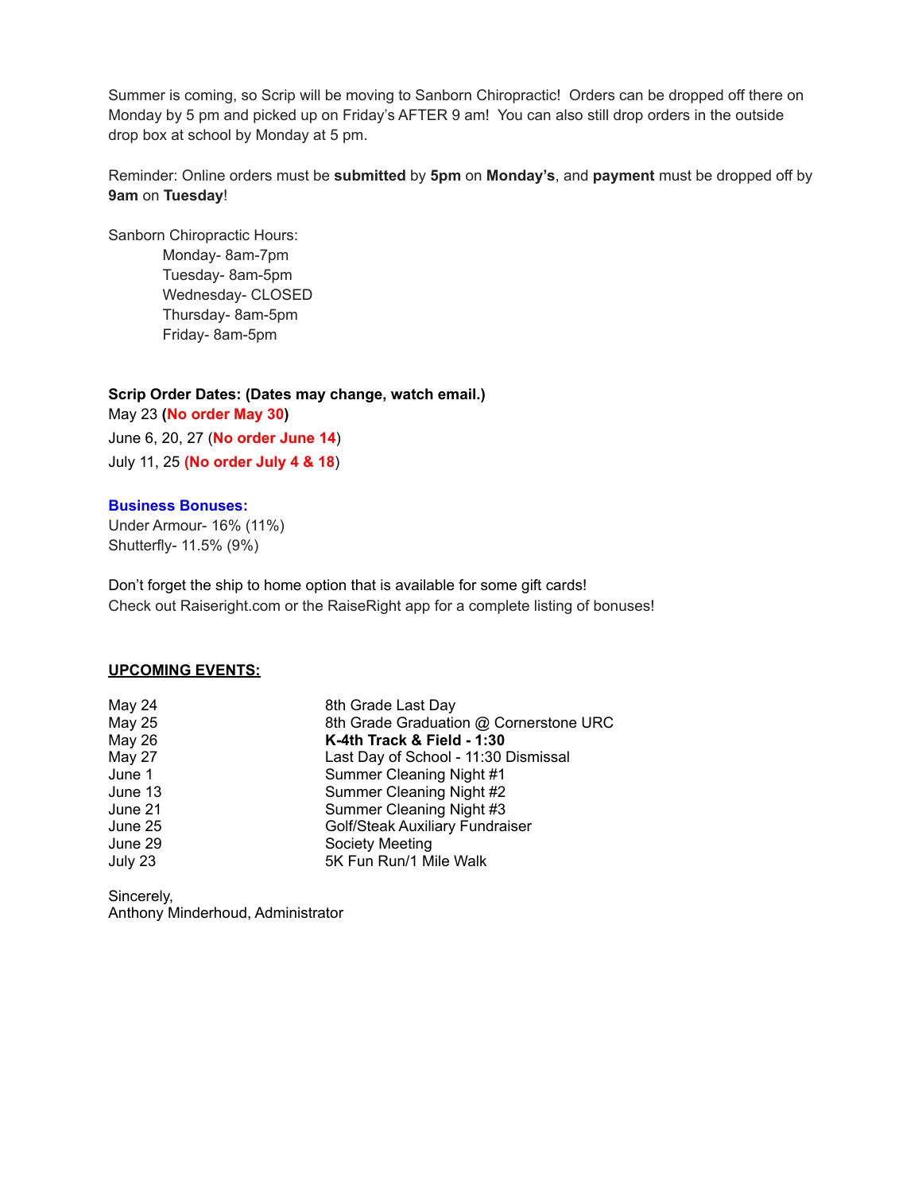Summer is coming, so Scrip will be moving to Sanborn Chiropractic! Orders can be dropped off there on Monday by 5 pm and picked up on Friday's AFTER 9 am! You can also still drop orders in the outside drop box at school by Monday at 5 pm.

Reminder: Online orders must be **submitted** by **5pm** on **Monday's**, and **payment** must be dropped off by **9am** on **Tuesday**!

Sanborn Chiropractic Hours:

- Monday- 8am-7pm
- Tuesday- 8am-5pm
- Wednesday- CLOSED
- Thursday- 8am-5pm
- Friday- 8am-5pm

**Scrip Order Dates: (Dates may change, watch email.)**

May 23 **(No order May 30)**

June 6, 20, 27 (**No order June 14**)

July 11, 25 **(No order July 4 & 18**)

**Business Bonuses:**

Under Armour- 16% (11%)

Shutterfly- 11.5% (9%)

Don't forget the ship to home option that is available for some gift cards!

Check out Raiseright.com or the RaiseRight app for a complete listing of bonuses!

**UPCOMING EVENTS:**

| | |
|---|---|
| May 24 | 8th Grade Last Day |
| May 25 | 8th Grade Graduation @ Cornerstone URC |
| May 26 | **K-4th Track & Field - 1:30** |
| May 27 | Last Day of School - 11:30 Dismissal |
| June 1 | Summer Cleaning Night #1 |
| June 13 | Summer Cleaning Night #2 |
| June 21 | Summer Cleaning Night #3 |
| June 25 | Golf/Steak Auxiliary Fundraiser |
| June 29 | Society Meeting |
| July 23 | 5K Fun Run/1 Mile Walk |

Sincerely,

Anthony Minderhoud, Administrator